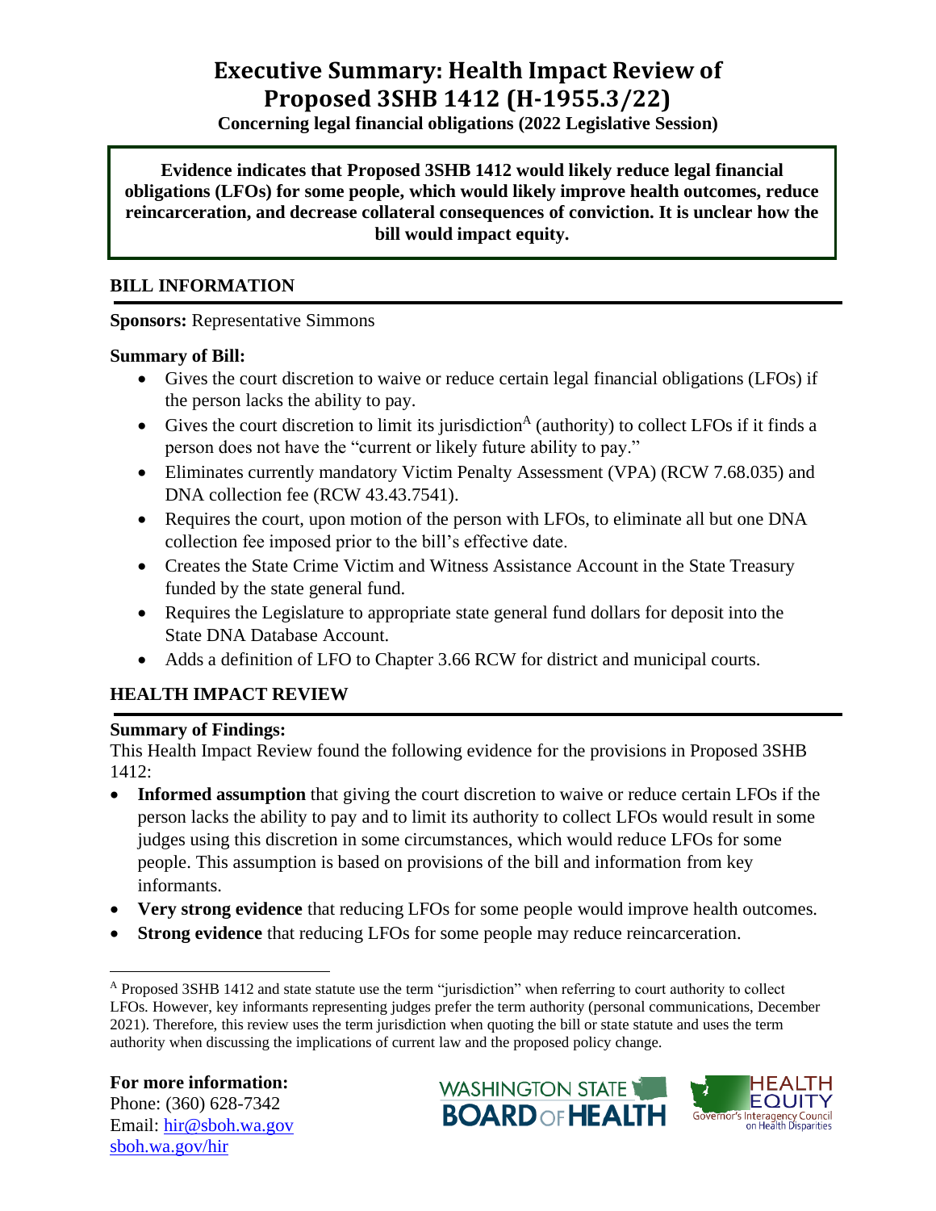# Executive Summary: Health Impact Review of Proposed 3SHB 1412 (H-1955.3/22)

**Concerning legal financial obligations (2022 Legislative Session)**

**Evidence indicates that Proposed 3SHB 1412 would likely reduce legal financial obligations (LFOs) for some people, which would likely improve health outcomes, reduce reincarceration, and decrease collateral consequences of conviction. It is unclear how the bill would impact equity.**

## BILL INFORMATION

**Sponsors:** Representative Simmons

**Summary of Bill:**

- Gives the court discretion to waive or reduce certain legal financial obligations (LFOs) if the person lacks the ability to pay.
- Gives the court discretion to limit its jurisdiction[A] (authority) to collect LFOs if it finds a person does not have the "current or likely future ability to pay."
- Eliminates currently mandatory Victim Penalty Assessment (VPA) (RCW 7.68.035) and DNA collection fee (RCW 43.43.7541).
- Requires the court, upon motion of the person with LFOs, to eliminate all but one DNA collection fee imposed prior to the bill's effective date.
- Creates the State Crime Victim and Witness Assistance Account in the State Treasury funded by the state general fund.
- Requires the Legislature to appropriate state general fund dollars for deposit into the State DNA Database Account.
- Adds a definition of LFO to Chapter 3.66 RCW for district and municipal courts.

## HEALTH IMPACT REVIEW

**Summary of Findings:**

This Health Impact Review found the following evidence for the provisions in Proposed 3SHB 1412:

- **Informed assumption** that giving the court discretion to waive or reduce certain LFOs if the person lacks the ability to pay and to limit its authority to collect LFOs would result in some judges using this discretion in some circumstances, which would reduce LFOs for some people. This assumption is based on provisions of the bill and information from key informants.
- **Very strong evidence** that reducing LFOs for some people would improve health outcomes.
- **Strong evidence** that reducing LFOs for some people may reduce reincarceration.

[A] Proposed 3SHB 1412 and state statute use the term "jurisdiction" when referring to court authority to collect LFOs. However, key informants representing judges prefer the term authority (personal communications, December 2021). Therefore, this review uses the term jurisdiction when quoting the bill or state statute and uses the term authority when discussing the implications of current law and the proposed policy change.

**For more information:**
Phone: (360) 628-7342
Email: [hir@sboh.wa.gov](mailto:hir@sboh.wa.gov)
[sboh.wa.gov/hir](sboh.wa.gov/hir)

WASHINGTON STATE BOARD OF HEALTH

HEALTH EQUITY Governor's Interagency Council on Health Disparities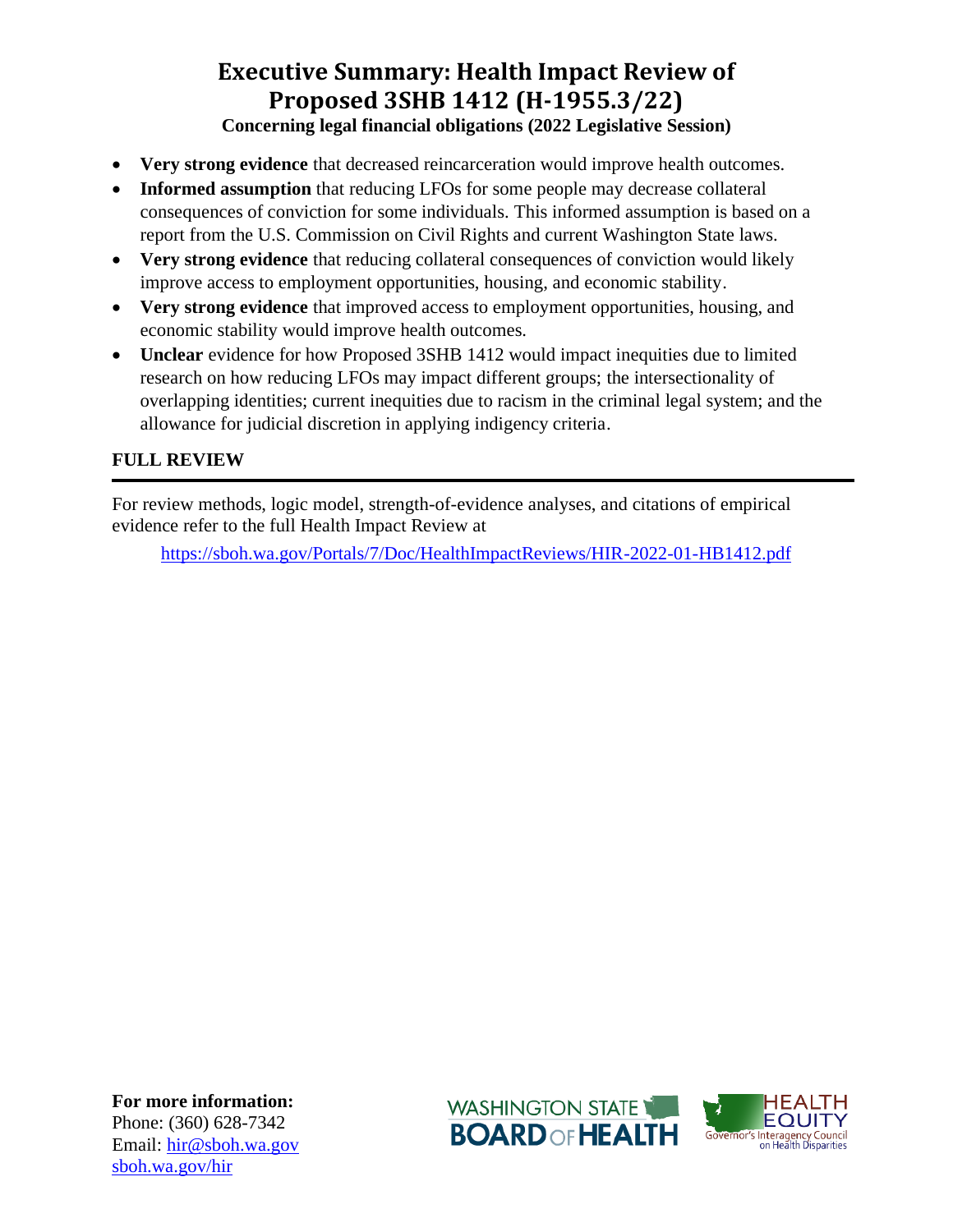# Executive Summary: Health Impact Review of Proposed 3SHB 1412 (H-1955.3/22)

**Concerning legal financial obligations (2022 Legislative Session)**

- **Very strong evidence** that decreased reincarceration would improve health outcomes.
- **Informed assumption** that reducing LFOs for some people may decrease collateral consequences of conviction for some individuals. This informed assumption is based on a report from the U.S. Commission on Civil Rights and current Washington State laws.
- **Very strong evidence** that reducing collateral consequences of conviction would likely improve access to employment opportunities, housing, and economic stability.
- **Very strong evidence** that improved access to employment opportunities, housing, and economic stability would improve health outcomes.
- **Unclear** evidence for how Proposed 3SHB 1412 would impact inequities due to limited research on how reducing LFOs may impact different groups; the intersectionality of overlapping identities; current inequities due to racism in the criminal legal system; and the allowance for judicial discretion in applying indigency criteria.

## FULL REVIEW

For review methods, logic model, strength-of-evidence analyses, and citations of empirical evidence refer to the full Health Impact Review at

https://sboh.wa.gov/Portals/7/Doc/HealthImpactReviews/HIR-2022-01-HB1412.pdf

**For more information:**
Phone: (360) 628-7342
Email: hir@sboh.wa.gov
sboh.wa.gov/hir

WASHINGTON STATE BOARD OF HEALTH

HEALTH EQUITY Governor's Interagency Council on Health Disparities